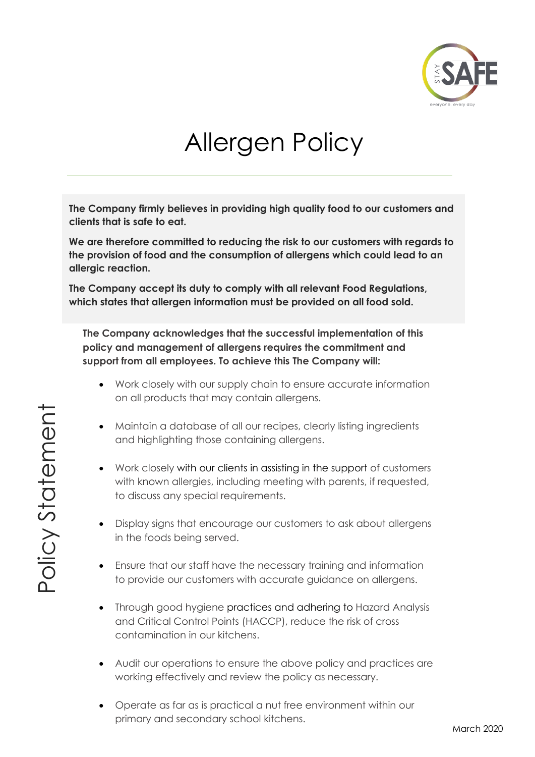# Allergen Policy

**The Company firmly believes in providing high quality food to our customers and clients that is safe to eat.**

**We are therefore committed to reducing the risk to our customers with regards to the provision of food and the consumption of allergens which could lead to an allergic reaction.**

**The Company accept its duty to comply with all relevant Food Regulations, which states that allergen information must be provided on all food sold.**

## Policy Statement

**The Company acknowledges that the successful implementation of this policy and management of allergens requires the commitment and support from all employees. To achieve this The Company will:**

- Work closely with our supply chain to ensure accurate information on all products that may contain allergens.
- Maintain a database of all our recipes, clearly listing ingredients and highlighting those containing allergens.
- Work closely with our clients in assisting in the support of customers with known allergies, including meeting with parents, if requested, to discuss any special requirements.
- Display signs that encourage our customers to ask about allergens in the foods being served.
- Ensure that our staff have the necessary training and information to provide our customers with accurate guidance on allergens.
- Through good hygiene practices and adhering to Hazard Analysis and Critical Control Points (HACCP), reduce the risk of cross contamination in our kitchens.
- Audit our operations to ensure the above policy and practices are working effectively and review the policy as necessary.
- Operate as far as is practical a nut free environment within our primary and secondary school kitchens.

March 2020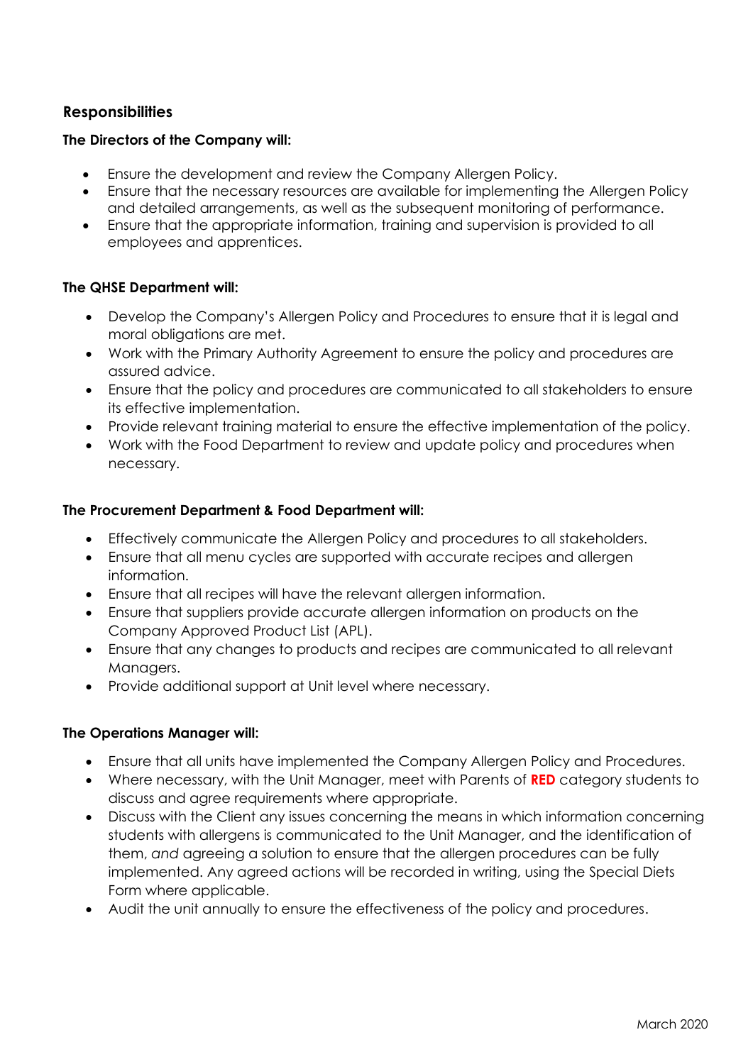## Responsibilities

**The Directors of the Company will:**

- Ensure the development and review the Company Allergen Policy.
- Ensure that the necessary resources are available for implementing the Allergen Policy and detailed arrangements, as well as the subsequent monitoring of performance.
- Ensure that the appropriate information, training and supervision is provided to all employees and apprentices.

**The QHSE Department will:**

- Develop the Company's Allergen Policy and Procedures to ensure that it is legal and moral obligations are met.
- Work with the Primary Authority Agreement to ensure the policy and procedures are assured advice.
- Ensure that the policy and procedures are communicated to all stakeholders to ensure its effective implementation.
- Provide relevant training material to ensure the effective implementation of the policy.
- Work with the Food Department to review and update policy and procedures when necessary.

**The Procurement Department & Food Department will:**

- Effectively communicate the Allergen Policy and procedures to all stakeholders.
- Ensure that all menu cycles are supported with accurate recipes and allergen information.
- Ensure that all recipes will have the relevant allergen information.
- Ensure that suppliers provide accurate allergen information on products on the Company Approved Product List (APL).
- Ensure that any changes to products and recipes are communicated to all relevant Managers.
- Provide additional support at Unit level where necessary.

**The Operations Manager will:**

- Ensure that all units have implemented the Company Allergen Policy and Procedures.
- Where necessary, with the Unit Manager, meet with Parents of **RED** category students to discuss and agree requirements where appropriate.
- Discuss with the Client any issues concerning the means in which information concerning students with allergens is communicated to the Unit Manager, and the identification of them, *and* agreeing a solution to ensure that the allergen procedures can be fully implemented. Any agreed actions will be recorded in writing, using the Special Diets Form where applicable.
- Audit the unit annually to ensure the effectiveness of the policy and procedures.

March 2020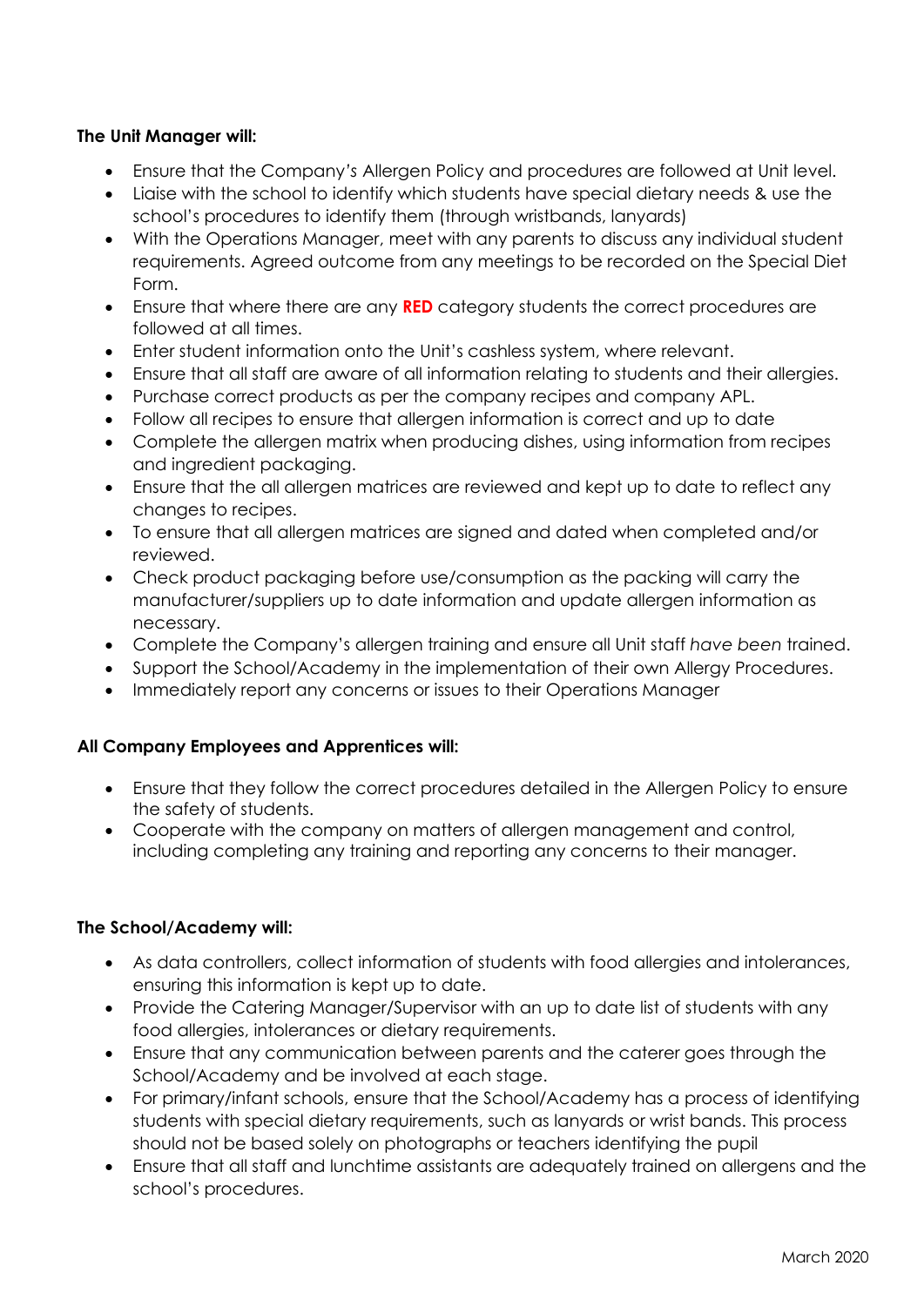**The Unit Manager will:**

- Ensure that the Company's Allergen Policy and procedures are followed at Unit level.
- Liaise with the school to identify which students have special dietary needs & use the school's procedures to identify them (through wristbands, lanyards)
- With the Operations Manager, meet with any parents to discuss any individual student requirements. Agreed outcome from any meetings to be recorded on the Special Diet Form.
- Ensure that where there are any **RED** category students the correct procedures are followed at all times.
- Enter student information onto the Unit's cashless system, where relevant.
- Ensure that all staff are aware of all information relating to students and their allergies.
- Purchase correct products as per the company recipes and company APL.
- Follow all recipes to ensure that allergen information is correct and up to date
- Complete the allergen matrix when producing dishes, using information from recipes and ingredient packaging.
- Ensure that the all allergen matrices are reviewed and kept up to date to reflect any changes to recipes.
- To ensure that all allergen matrices are signed and dated when completed and/or reviewed.
- Check product packaging before use/consumption as the packing will carry the manufacturer/suppliers up to date information and update allergen information as necessary.
- Complete the Company's allergen training and ensure all Unit staff *have been* trained.
- Support the School/Academy in the implementation of their own Allergy Procedures.
- Immediately report any concerns or issues to their Operations Manager

**All Company Employees and Apprentices will:**

- Ensure that they follow the correct procedures detailed in the Allergen Policy to ensure the safety of students.
- Cooperate with the company on matters of allergen management and control, including completing any training and reporting any concerns to their manager.

**The School/Academy will:**

- As data controllers, collect information of students with food allergies and intolerances, ensuring this information is kept up to date.
- Provide the Catering Manager/Supervisor with an up to date list of students with any food allergies, intolerances or dietary requirements.
- Ensure that any communication between parents and the caterer goes through the School/Academy and be involved at each stage.
- For primary/infant schools, ensure that the School/Academy has a process of identifying students with special dietary requirements, such as lanyards or wrist bands. This process should not be based solely on photographs or teachers identifying the pupil
- Ensure that all staff and lunchtime assistants are adequately trained on allergens and the school's procedures.

March 2020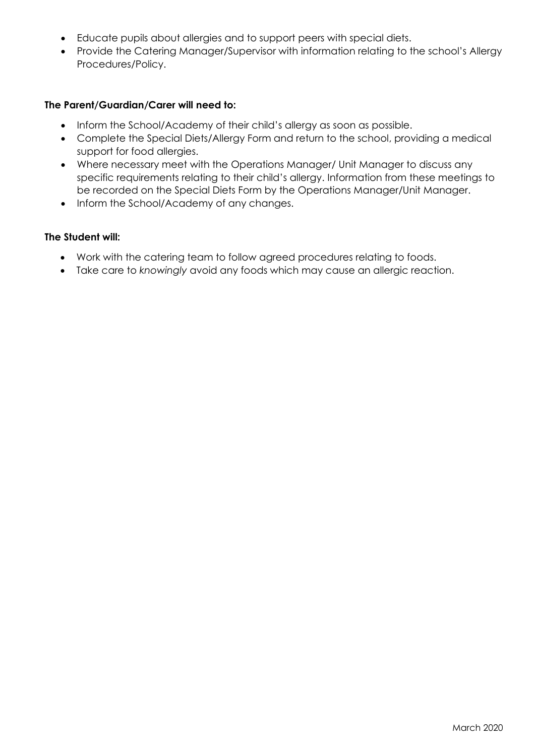- Educate pupils about allergies and to support peers with special diets.
- Provide the Catering Manager/Supervisor with information relating to the school's Allergy Procedures/Policy.

**The Parent/Guardian/Carer will need to:**

- Inform the School/Academy of their child's allergy as soon as possible.
- Complete the Special Diets/Allergy Form and return to the school, providing a medical support for food allergies.
- Where necessary meet with the Operations Manager/ Unit Manager to discuss any specific requirements relating to their child's allergy. Information from these meetings to be recorded on the Special Diets Form by the Operations Manager/Unit Manager.
- Inform the School/Academy of any changes.

**The Student will:**

- Work with the catering team to follow agreed procedures relating to foods.
- Take care to *knowingly* avoid any foods which may cause an allergic reaction.

March 2020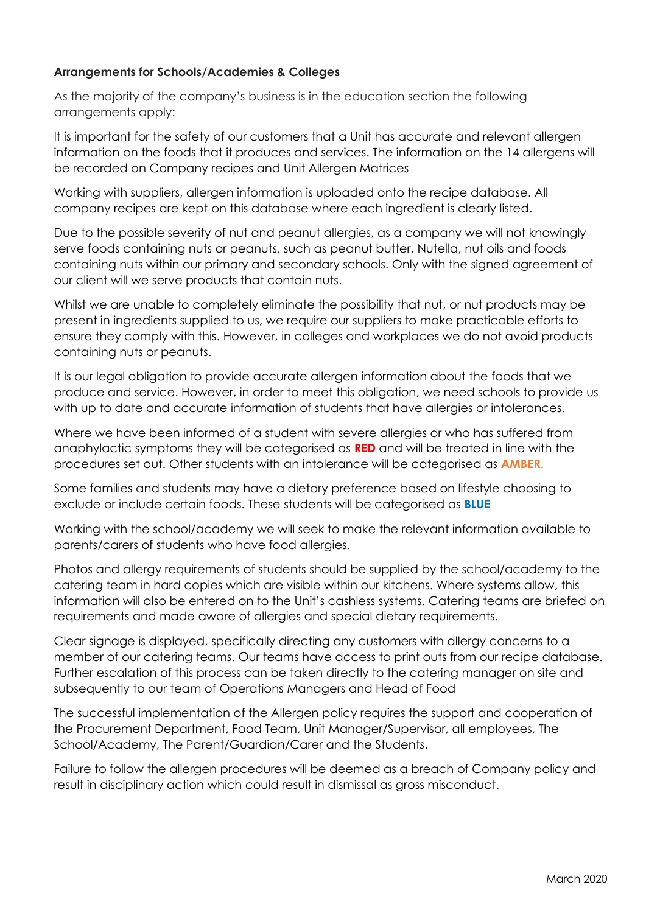**Arrangements for Schools/Academies & Colleges**

As the majority of the company's business is in the education section the following arrangements apply:

It is important for the safety of our customers that a Unit has accurate and relevant allergen information on the foods that it produces and services. The information on the 14 allergens will be recorded on Company recipes and Unit Allergen Matrices

Working with suppliers, allergen information is uploaded onto the recipe database. All company recipes are kept on this database where each ingredient is clearly listed.

Due to the possible severity of nut and peanut allergies, as a company we will not knowingly serve foods containing nuts or peanuts, such as peanut butter, Nutella, nut oils and foods containing nuts within our primary and secondary schools. Only with the signed agreement of our client will we serve products that contain nuts.

Whilst we are unable to completely eliminate the possibility that nut, or nut products may be present in ingredients supplied to us, we require our suppliers to make practicable efforts to ensure they comply with this. However, in colleges and workplaces we do not avoid products containing nuts or peanuts.

It is our legal obligation to provide accurate allergen information about the foods that we produce and service. However, in order to meet this obligation, we need schools to provide us with up to date and accurate information of students that have allergies or intolerances.

Where we have been informed of a student with severe allergies or who has suffered from anaphylactic symptoms they will be categorised as **RED** and will be treated in line with the procedures set out. Other students with an intolerance will be categorised as **AMBER.**

Some families and students may have a dietary preference based on lifestyle choosing to exclude or include certain foods. These students will be categorised as **BLUE**

Working with the school/academy we will seek to make the relevant information available to parents/carers of students who have food allergies.

Photos and allergy requirements of students should be supplied by the school/academy to the catering team in hard copies which are visible within our kitchens. Where systems allow, this information will also be entered on to the Unit's cashless systems. Catering teams are briefed on requirements and made aware of allergies and special dietary requirements.

Clear signage is displayed, specifically directing any customers with allergy concerns to a member of our catering teams. Our teams have access to print outs from our recipe database. Further escalation of this process can be taken directly to the catering manager on site and subsequently to our team of Operations Managers and Head of Food

The successful implementation of the Allergen policy requires the support and cooperation of the Procurement Department, Food Team, Unit Manager/Supervisor, all employees, The School/Academy, The Parent/Guardian/Carer and the Students.

Failure to follow the allergen procedures will be deemed as a breach of Company policy and result in disciplinary action which could result in dismissal as gross misconduct.

March 2020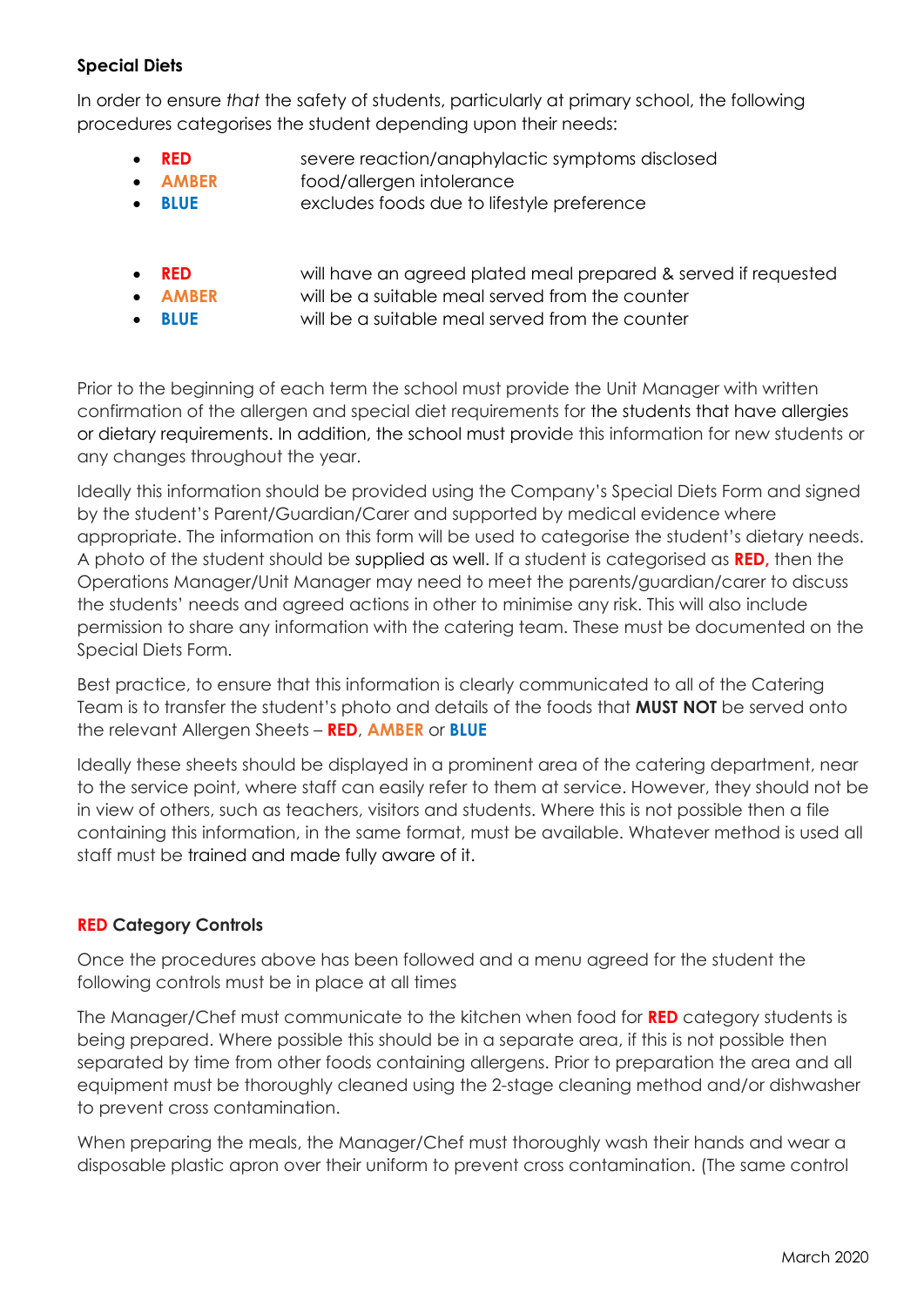### Special Diets

In order to ensure *that* the safety of students, particularly at primary school, the following procedures categorises the student depending upon their needs:

- **RED** severe reaction/anaphylactic symptoms disclosed
- **AMBER** food/allergen intolerance
- **BLUE** excludes foods due to lifestyle preference

- **RED** will have an agreed plated meal prepared & served if requested
- **AMBER** will be a suitable meal served from the counter
- **BLUE** will be a suitable meal served from the counter

Prior to the beginning of each term the school must provide the Unit Manager with written confirmation of the allergen and special diet requirements for the students that have allergies or dietary requirements. In addition, the school must provide this information for new students or any changes throughout the year.

Ideally this information should be provided using the Company's Special Diets Form and signed by the student's Parent/Guardian/Carer and supported by medical evidence where appropriate. The information on this form will be used to categorise the student's dietary needs. A photo of the student should be supplied as well. If a student is categorised as **RED,** then the Operations Manager/Unit Manager may need to meet the parents/guardian/carer to discuss the students' needs and agreed actions in other to minimise any risk. This will also include permission to share any information with the catering team. These must be documented on the Special Diets Form.

Best practice, to ensure that this information is clearly communicated to all of the Catering Team is to transfer the student's photo and details of the foods that **MUST NOT** be served onto the relevant Allergen Sheets – **RED**, **AMBER** or **BLUE**

Ideally these sheets should be displayed in a prominent area of the catering department, near to the service point, where staff can easily refer to them at service. However, they should not be in view of others, such as teachers, visitors and students. Where this is not possible then a file containing this information, in the same format, must be available. Whatever method is used all staff must be trained and made fully aware of it.

### RED Category Controls

Once the procedures above has been followed and a menu agreed for the student the following controls must be in place at all times

The Manager/Chef must communicate to the kitchen when food for **RED** category students is being prepared. Where possible this should be in a separate area, if this is not possible then separated by time from other foods containing allergens. Prior to preparation the area and all equipment must be thoroughly cleaned using the 2-stage cleaning method and/or dishwasher to prevent cross contamination.

When preparing the meals, the Manager/Chef must thoroughly wash their hands and wear a disposable plastic apron over their uniform to prevent cross contamination. (The same control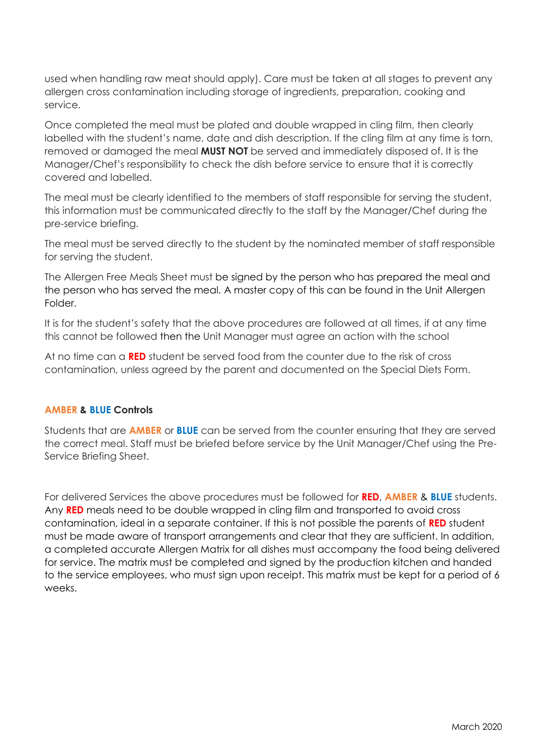used when handling raw meat should apply). Care must be taken at all stages to prevent any allergen cross contamination including storage of ingredients, preparation, cooking and service.

Once completed the meal must be plated and double wrapped in cling film, then clearly labelled with the student's name, date and dish description. If the cling film at any time is torn, removed or damaged the meal **MUST NOT** be served and immediately disposed of. It is the Manager/Chef's responsibility to check the dish before service to ensure that it is correctly covered and labelled.

The meal must be clearly identified to the members of staff responsible for serving the student, this information must be communicated directly to the staff by the Manager/Chef during the pre-service briefing.

The meal must be served directly to the student by the nominated member of staff responsible for serving the student.

The Allergen Free Meals Sheet must be signed by the person who has prepared the meal and the person who has served the meal. A master copy of this can be found in the Unit Allergen Folder.

It is for the student's safety that the above procedures are followed at all times, if at any time this cannot be followed then the Unit Manager must agree an action with the school

At no time can a **RED** student be served food from the counter due to the risk of cross contamination, unless agreed by the parent and documented on the Special Diets Form.

### AMBER & BLUE Controls

Students that are **AMBER** or **BLUE** can be served from the counter ensuring that they are served the correct meal. Staff must be briefed before service by the Unit Manager/Chef using the Pre-Service Briefing Sheet.

For delivered Services the above procedures must be followed for **RED**, **AMBER** & **BLUE** students. Any **RED** meals need to be double wrapped in cling film and transported to avoid cross contamination, ideal in a separate container. If this is not possible the parents of **RED** student must be made aware of transport arrangements and clear that they are sufficient. In addition, a completed accurate Allergen Matrix for all dishes must accompany the food being delivered for service. The matrix must be completed and signed by the production kitchen and handed to the service employees, who must sign upon receipt. This matrix must be kept for a period of 6 weeks.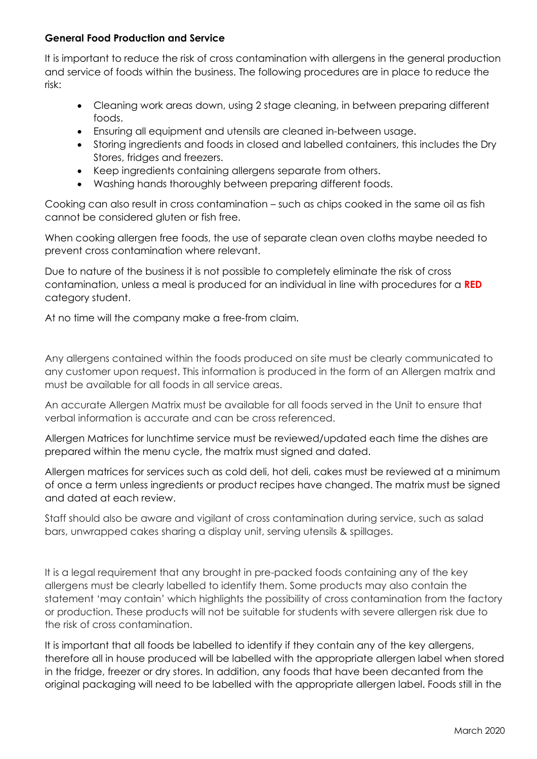**General Food Production and Service**

It is important to reduce the risk of cross contamination with allergens in the general production and service of foods within the business. The following procedures are in place to reduce the risk:

- Cleaning work areas down, using 2 stage cleaning, in between preparing different foods.
- Ensuring all equipment and utensils are cleaned in-between usage.
- Storing ingredients and foods in closed and labelled containers, this includes the Dry Stores, fridges and freezers.
- Keep ingredients containing allergens separate from others.
- Washing hands thoroughly between preparing different foods.

Cooking can also result in cross contamination – such as chips cooked in the same oil as fish cannot be considered gluten or fish free.

When cooking allergen free foods, the use of separate clean oven cloths maybe needed to prevent cross contamination where relevant.

Due to nature of the business it is not possible to completely eliminate the risk of cross contamination, unless a meal is produced for an individual in line with procedures for a **RED** category student.

At no time will the company make a free-from claim.

Any allergens contained within the foods produced on site must be clearly communicated to any customer upon request. This information is produced in the form of an Allergen matrix and must be available for all foods in all service areas.

An accurate Allergen Matrix must be available for all foods served in the Unit to ensure that verbal information is accurate and can be cross referenced.

Allergen Matrices for lunchtime service must be reviewed/updated each time the dishes are prepared within the menu cycle, the matrix must signed and dated.

Allergen matrices for services such as cold deli, hot deli, cakes must be reviewed at a minimum of once a term unless ingredients or product recipes have changed. The matrix must be signed and dated at each review.

Staff should also be aware and vigilant of cross contamination during service, such as salad bars, unwrapped cakes sharing a display unit, serving utensils & spillages.

It is a legal requirement that any brought in pre-packed foods containing any of the key allergens must be clearly labelled to identify them. Some products may also contain the statement 'may contain' which highlights the possibility of cross contamination from the factory or production. These products will not be suitable for students with severe allergen risk due to the risk of cross contamination.

It is important that all foods be labelled to identify if they contain any of the key allergens, therefore all in house produced will be labelled with the appropriate allergen label when stored in the fridge, freezer or dry stores. In addition, any foods that have been decanted from the original packaging will need to be labelled with the appropriate allergen label. Foods still in the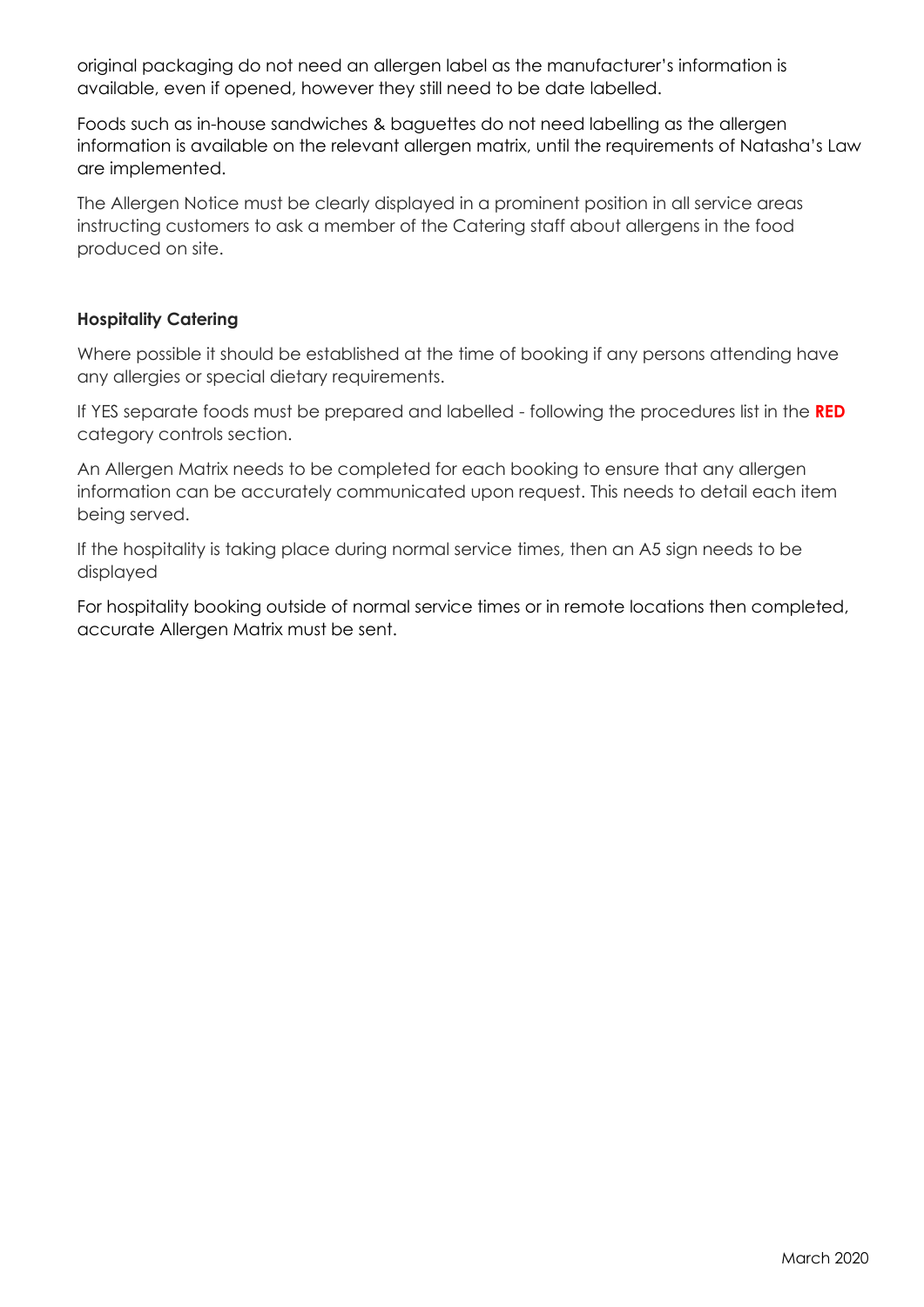original packaging do not need an allergen label as the manufacturer's information is available, even if opened, however they still need to be date labelled.

Foods such as in-house sandwiches & baguettes do not need labelling as the allergen information is available on the relevant allergen matrix, until the requirements of Natasha's Law are implemented.

The Allergen Notice must be clearly displayed in a prominent position in all service areas instructing customers to ask a member of the Catering staff about allergens in the food produced on site.

**Hospitality Catering**

Where possible it should be established at the time of booking if any persons attending have any allergies or special dietary requirements.

If YES separate foods must be prepared and labelled - following the procedures list in the **RED** category controls section.

An Allergen Matrix needs to be completed for each booking to ensure that any allergen information can be accurately communicated upon request. This needs to detail each item being served.

If the hospitality is taking place during normal service times, then an A5 sign needs to be displayed

For hospitality booking outside of normal service times or in remote locations then completed, accurate Allergen Matrix must be sent.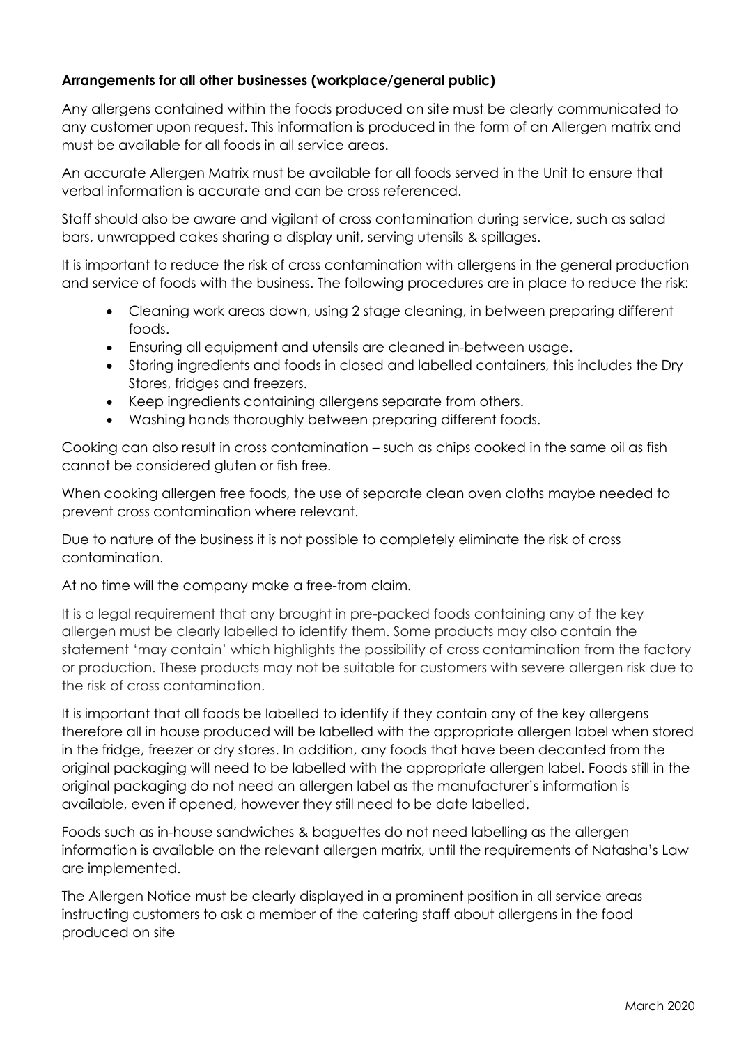**Arrangements for all other businesses (workplace/general public)**

Any allergens contained within the foods produced on site must be clearly communicated to any customer upon request. This information is produced in the form of an Allergen matrix and must be available for all foods in all service areas.

An accurate Allergen Matrix must be available for all foods served in the Unit to ensure that verbal information is accurate and can be cross referenced.

Staff should also be aware and vigilant of cross contamination during service, such as salad bars, unwrapped cakes sharing a display unit, serving utensils & spillages.

It is important to reduce the risk of cross contamination with allergens in the general production and service of foods with the business. The following procedures are in place to reduce the risk:

- Cleaning work areas down, using 2 stage cleaning, in between preparing different foods.
- Ensuring all equipment and utensils are cleaned in-between usage.
- Storing ingredients and foods in closed and labelled containers, this includes the Dry Stores, fridges and freezers.
- Keep ingredients containing allergens separate from others.
- Washing hands thoroughly between preparing different foods.

Cooking can also result in cross contamination – such as chips cooked in the same oil as fish cannot be considered gluten or fish free.

When cooking allergen free foods, the use of separate clean oven cloths maybe needed to prevent cross contamination where relevant.

Due to nature of the business it is not possible to completely eliminate the risk of cross contamination.

At no time will the company make a free-from claim.

It is a legal requirement that any brought in pre-packed foods containing any of the key allergen must be clearly labelled to identify them. Some products may also contain the statement 'may contain' which highlights the possibility of cross contamination from the factory or production. These products may not be suitable for customers with severe allergen risk due to the risk of cross contamination.

It is important that all foods be labelled to identify if they contain any of the key allergens therefore all in house produced will be labelled with the appropriate allergen label when stored in the fridge, freezer or dry stores. In addition, any foods that have been decanted from the original packaging will need to be labelled with the appropriate allergen label. Foods still in the original packaging do not need an allergen label as the manufacturer's information is available, even if opened, however they still need to be date labelled.

Foods such as in-house sandwiches & baguettes do not need labelling as the allergen information is available on the relevant allergen matrix, until the requirements of Natasha's Law are implemented.

The Allergen Notice must be clearly displayed in a prominent position in all service areas instructing customers to ask a member of the catering staff about allergens in the food produced on site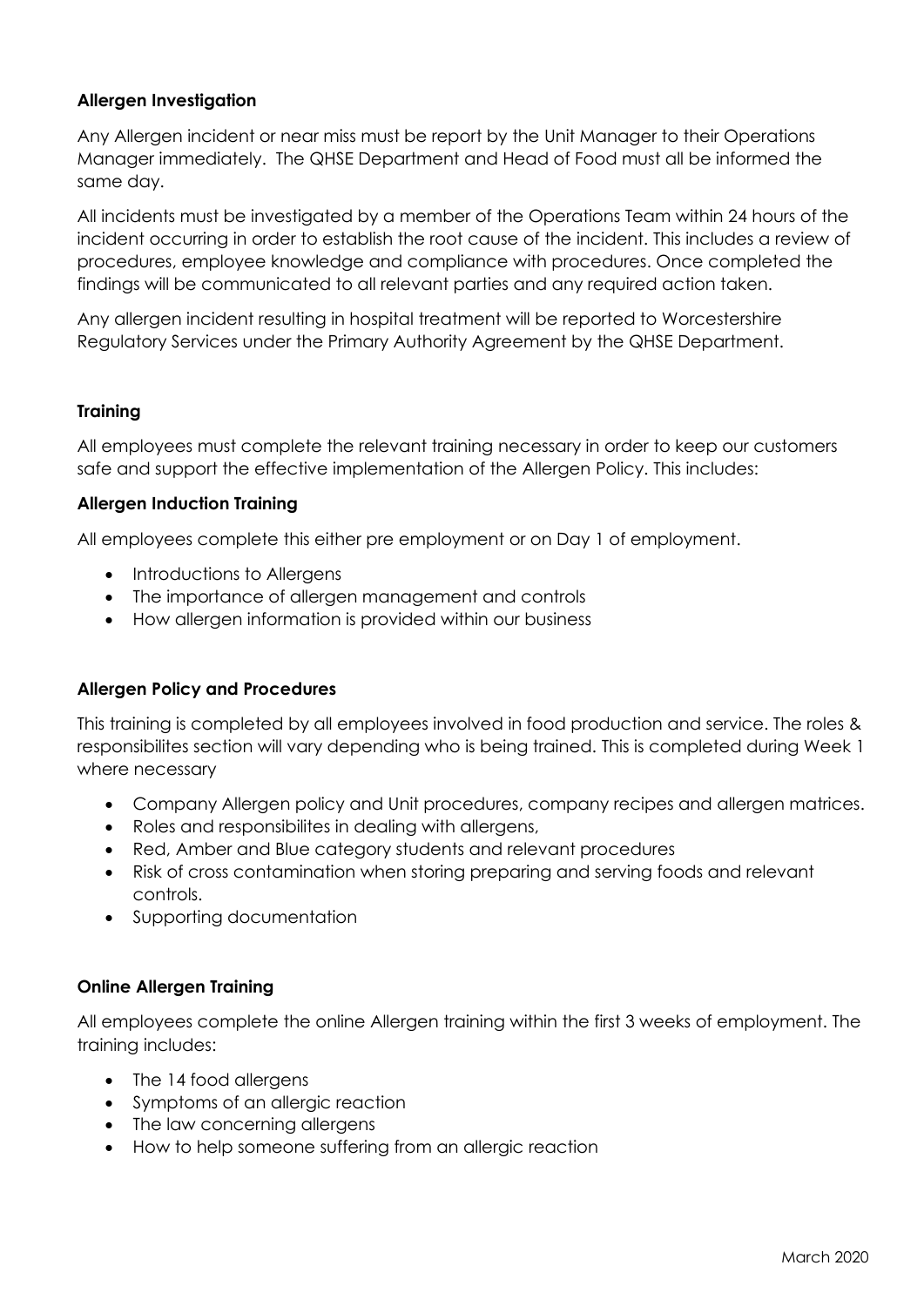**Allergen Investigation**

Any Allergen incident or near miss must be report by the Unit Manager to their Operations Manager immediately. The QHSE Department and Head of Food must all be informed the same day.

All incidents must be investigated by a member of the Operations Team within 24 hours of the incident occurring in order to establish the root cause of the incident. This includes a review of procedures, employee knowledge and compliance with procedures. Once completed the findings will be communicated to all relevant parties and any required action taken.

Any allergen incident resulting in hospital treatment will be reported to Worcestershire Regulatory Services under the Primary Authority Agreement by the QHSE Department.

**Training**

All employees must complete the relevant training necessary in order to keep our customers safe and support the effective implementation of the Allergen Policy. This includes:

**Allergen Induction Training**

All employees complete this either pre employment or on Day 1 of employment.

- Introductions to Allergens
- The importance of allergen management and controls
- How allergen information is provided within our business

**Allergen Policy and Procedures**

This training is completed by all employees involved in food production and service. The roles & responsibilites section will vary depending who is being trained. This is completed during Week 1 where necessary

- Company Allergen policy and Unit procedures, company recipes and allergen matrices.
- Roles and responsibilites in dealing with allergens,
- Red, Amber and Blue category students and relevant procedures
- Risk of cross contamination when storing preparing and serving foods and relevant controls.
- Supporting documentation

**Online Allergen Training**

All employees complete the online Allergen training within the first 3 weeks of employment. The training includes:

- The 14 food allergens
- Symptoms of an allergic reaction
- The law concerning allergens
- How to help someone suffering from an allergic reaction

March 2020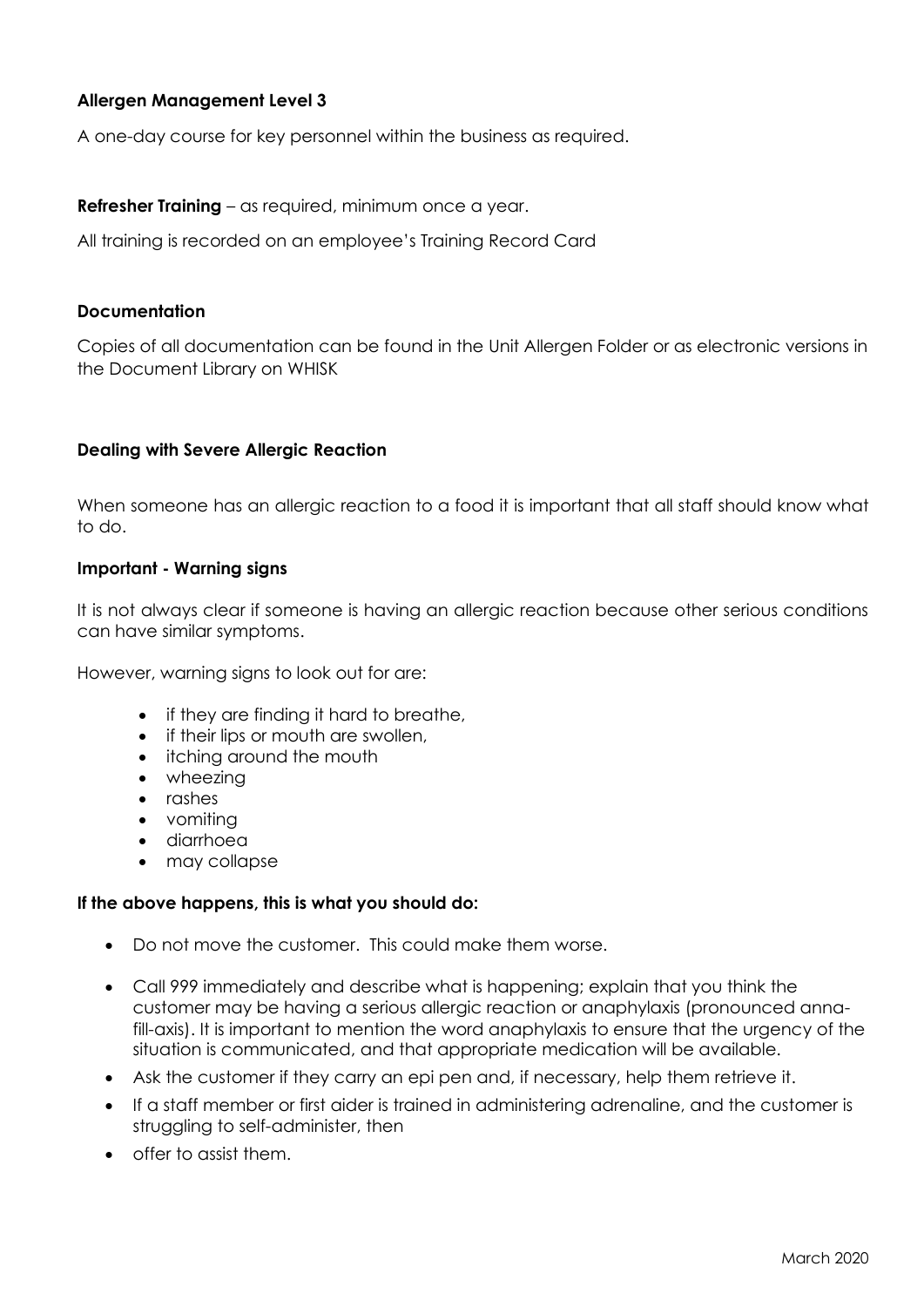**Allergen Management Level 3**

A one-day course for key personnel within the business as required.

**Refresher Training** – as required, minimum once a year.

All training is recorded on an employee's Training Record Card

**Documentation**

Copies of all documentation can be found in the Unit Allergen Folder or as electronic versions in the Document Library on WHISK

**Dealing with Severe Allergic Reaction**

When someone has an allergic reaction to a food it is important that all staff should know what to do.

**Important - Warning signs**

It is not always clear if someone is having an allergic reaction because other serious conditions can have similar symptoms.

However, warning signs to look out for are:

- if they are finding it hard to breathe,
- if their lips or mouth are swollen,
- itching around the mouth
- wheezing
- rashes
- vomiting
- diarrhoea
- may collapse

**If the above happens, this is what you should do:**

- Do not move the customer. This could make them worse.
- Call 999 immediately and describe what is happening; explain that you think the customer may be having a serious allergic reaction or anaphylaxis (pronounced anna-fill-axis). It is important to mention the word anaphylaxis to ensure that the urgency of the situation is communicated, and that appropriate medication will be available.
- Ask the customer if they carry an epi pen and, if necessary, help them retrieve it.
- If a staff member or first aider is trained in administering adrenaline, and the customer is struggling to self-administer, then
- offer to assist them.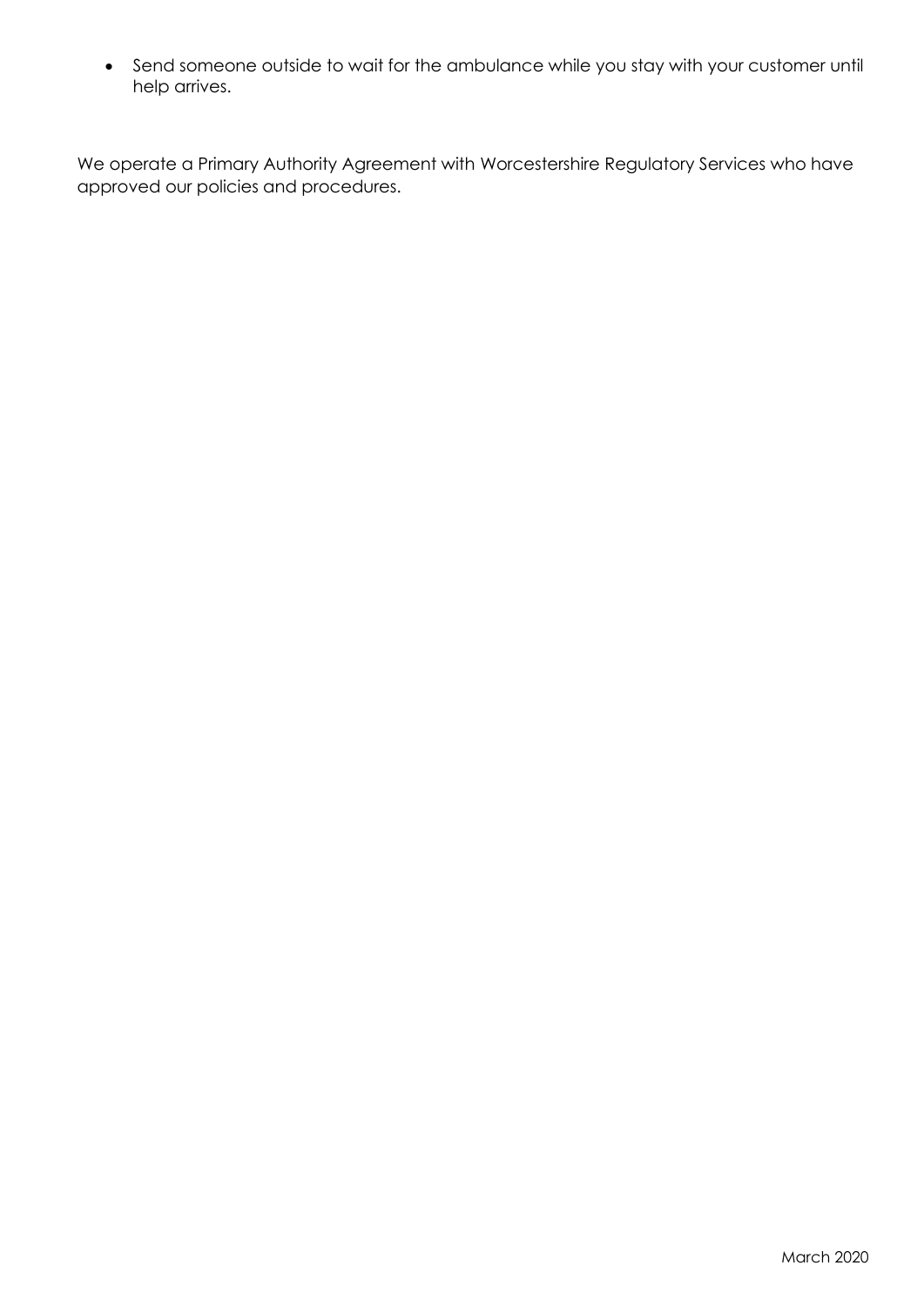- Send someone outside to wait for the ambulance while you stay with your customer until help arrives.

We operate a Primary Authority Agreement with Worcestershire Regulatory Services who have approved our policies and procedures.

March 2020